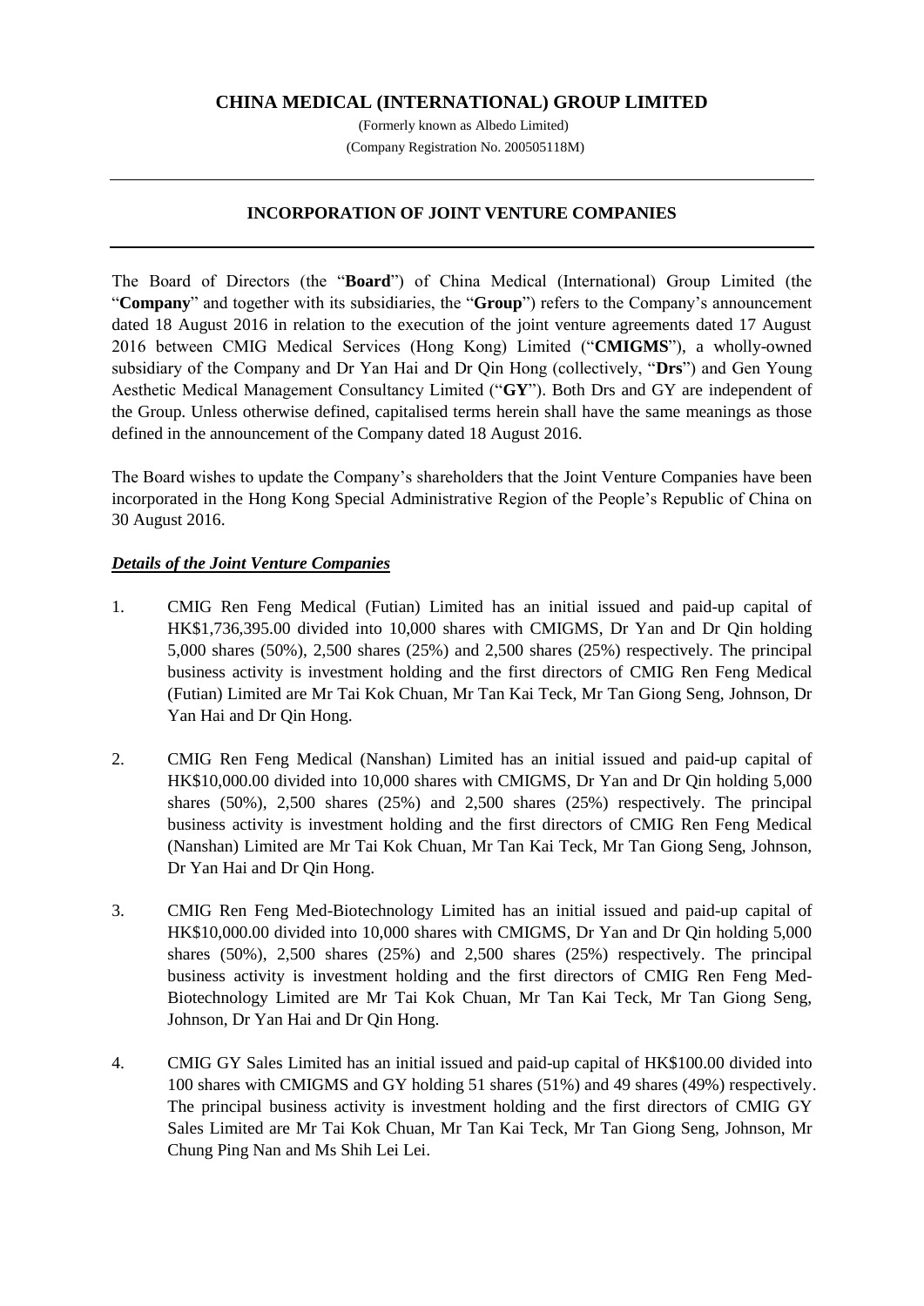# CHINA MEDICAL (INTERNATIONAL) GROUP LIMITED

(Formerly known as Albedo Limited)
(Company Registration No. 200505118M)

---

## INCORPORATION OF JOINT VENTURE COMPANIES

---

The Board of Directors (the "**Board**") of China Medical (International) Group Limited (the "**Company**" and together with its subsidiaries, the "**Group**") refers to the Company's announcement dated 18 August 2016 in relation to the execution of the joint venture agreements dated 17 August 2016 between CMIG Medical Services (Hong Kong) Limited ("**CMIGMS**"), a wholly-owned subsidiary of the Company and Dr Yan Hai and Dr Qin Hong (collectively, "**Drs**") and Gen Young Aesthetic Medical Management Consultancy Limited ("**GY**"). Both Drs and GY are independent of the Group. Unless otherwise defined, capitalised terms herein shall have the same meanings as those defined in the announcement of the Company dated 18 August 2016.

The Board wishes to update the Company's shareholders that the Joint Venture Companies have been incorporated in the Hong Kong Special Administrative Region of the People's Republic of China on 30 August 2016.

***Details of the Joint Venture Companies***

1. CMIG Ren Feng Medical (Futian) Limited has an initial issued and paid-up capital of HK$1,736,395.00 divided into 10,000 shares with CMIGMS, Dr Yan and Dr Qin holding 5,000 shares (50%), 2,500 shares (25%) and 2,500 shares (25%) respectively. The principal business activity is investment holding and the first directors of CMIG Ren Feng Medical (Futian) Limited are Mr Tai Kok Chuan, Mr Tan Kai Teck, Mr Tan Giong Seng, Johnson, Dr Yan Hai and Dr Qin Hong.

2. CMIG Ren Feng Medical (Nanshan) Limited has an initial issued and paid-up capital of HK$10,000.00 divided into 10,000 shares with CMIGMS, Dr Yan and Dr Qin holding 5,000 shares (50%), 2,500 shares (25%) and 2,500 shares (25%) respectively. The principal business activity is investment holding and the first directors of CMIG Ren Feng Medical (Nanshan) Limited are Mr Tai Kok Chuan, Mr Tan Kai Teck, Mr Tan Giong Seng, Johnson, Dr Yan Hai and Dr Qin Hong.

3. CMIG Ren Feng Med-Biotechnology Limited has an initial issued and paid-up capital of HK$10,000.00 divided into 10,000 shares with CMIGMS, Dr Yan and Dr Qin holding 5,000 shares (50%), 2,500 shares (25%) and 2,500 shares (25%) respectively. The principal business activity is investment holding and the first directors of CMIG Ren Feng Med-Biotechnology Limited are Mr Tai Kok Chuan, Mr Tan Kai Teck, Mr Tan Giong Seng, Johnson, Dr Yan Hai and Dr Qin Hong.

4. CMIG GY Sales Limited has an initial issued and paid-up capital of HK$100.00 divided into 100 shares with CMIGMS and GY holding 51 shares (51%) and 49 shares (49%) respectively. The principal business activity is investment holding and the first directors of CMIG GY Sales Limited are Mr Tai Kok Chuan, Mr Tan Kai Teck, Mr Tan Giong Seng, Johnson, Mr Chung Ping Nan and Ms Shih Lei Lei.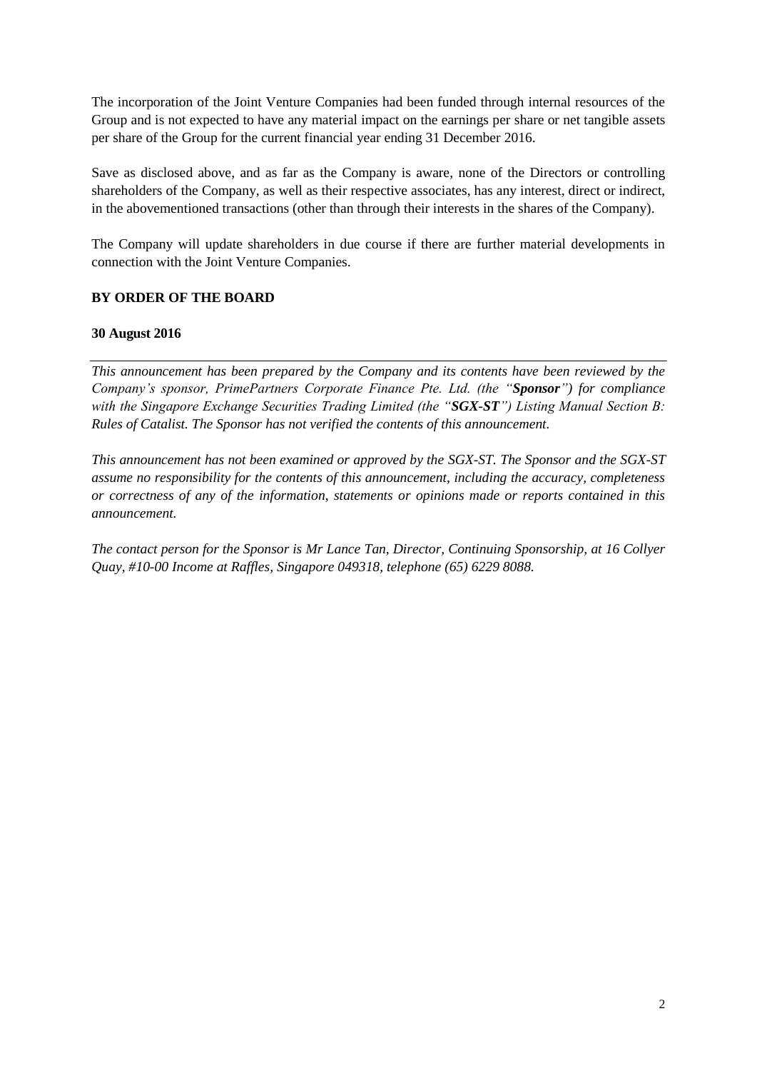The incorporation of the Joint Venture Companies had been funded through internal resources of the Group and is not expected to have any material impact on the earnings per share or net tangible assets per share of the Group for the current financial year ending 31 December 2016.

Save as disclosed above, and as far as the Company is aware, none of the Directors or controlling shareholders of the Company, as well as their respective associates, has any interest, direct or indirect, in the abovementioned transactions (other than through their interests in the shares of the Company).

The Company will update shareholders in due course if there are further material developments in connection with the Joint Venture Companies.

**BY ORDER OF THE BOARD**

**30 August 2016**

---

*This announcement has been prepared by the Company and its contents have been reviewed by the Company's sponsor, PrimePartners Corporate Finance Pte. Ltd. (the "**Sponsor**") for compliance with the Singapore Exchange Securities Trading Limited (the "**SGX-ST**") Listing Manual Section B: Rules of Catalist. The Sponsor has not verified the contents of this announcement.*

*This announcement has not been examined or approved by the SGX-ST. The Sponsor and the SGX-ST assume no responsibility for the contents of this announcement, including the accuracy, completeness or correctness of any of the information, statements or opinions made or reports contained in this announcement.*

*The contact person for the Sponsor is Mr Lance Tan, Director, Continuing Sponsorship, at 16 Collyer Quay, #10-00 Income at Raffles, Singapore 049318, telephone (65) 6229 8088.*